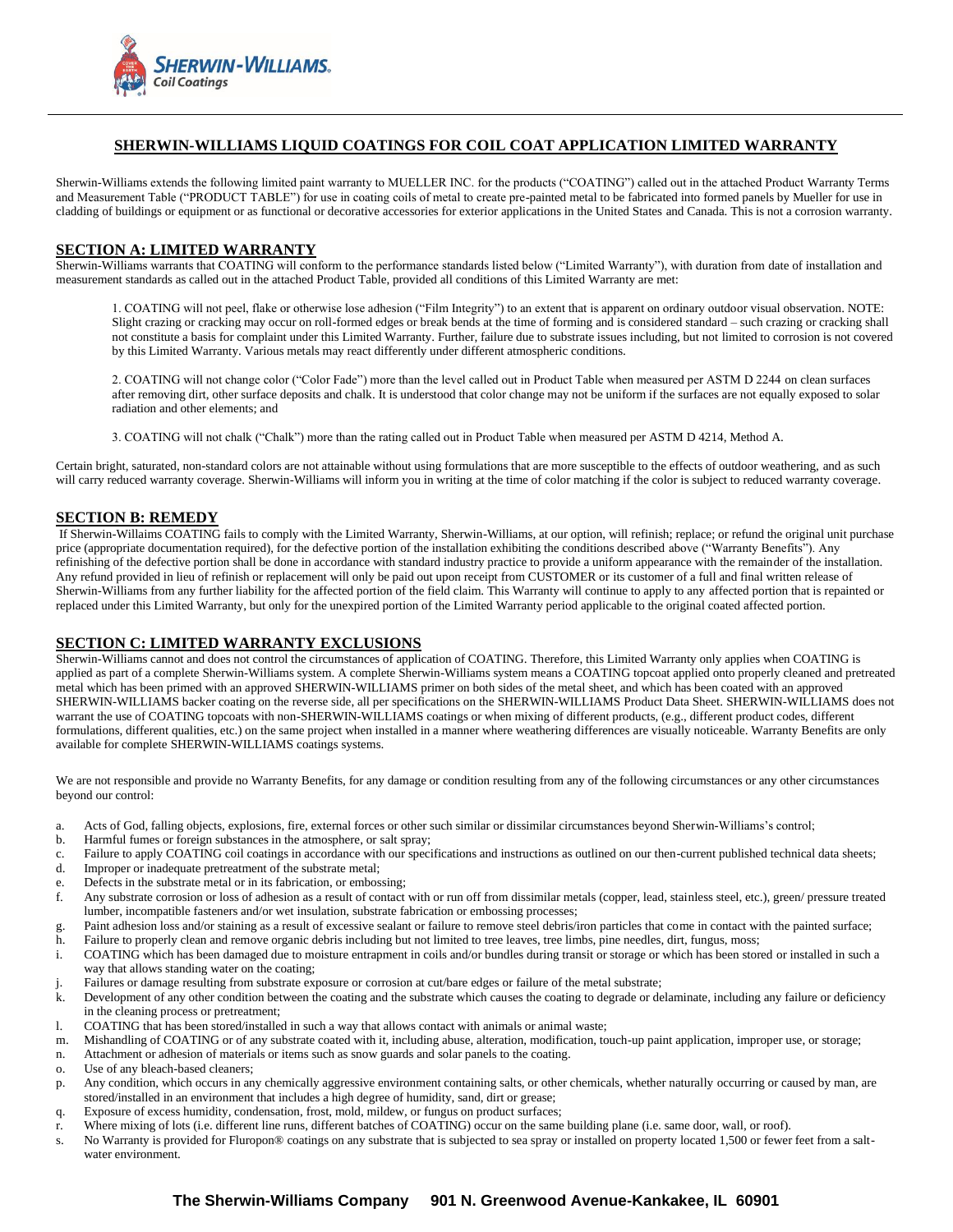# SHERWIN-WILLIAMS LIQUID COATINGS FOR COIL COAT APPLICATION LIMITED WARRANTY

Sherwin-Williams extends the following limited paint warranty to MUELLER INC. for the products ("COATING") called out in the attached Product Warranty Terms and Measurement Table ("PRODUCT TABLE") for use in coating coils of metal to create pre-painted metal to be fabricated into formed panels by Mueller for use in cladding of buildings or equipment or as functional or decorative accessories for exterior applications in the United States and Canada. This is not a corrosion warranty.

## SECTION A: LIMITED WARRANTY

Sherwin-Williams warrants that COATING will conform to the performance standards listed below ("Limited Warranty"), with duration from date of installation and measurement standards as called out in the attached Product Table, provided all conditions of this Limited Warranty are met:

1. COATING will not peel, flake or otherwise lose adhesion ("Film Integrity") to an extent that is apparent on ordinary outdoor visual observation. NOTE: Slight crazing or cracking may occur on roll-formed edges or break bends at the time of forming and is considered standard – such crazing or cracking shall not constitute a basis for complaint under this Limited Warranty. Further, failure due to substrate issues including, but not limited to corrosion is not covered by this Limited Warranty. Various metals may react differently under different atmospheric conditions.

2. COATING will not change color ("Color Fade") more than the level called out in Product Table when measured per ASTM D 2244 on clean surfaces after removing dirt, other surface deposits and chalk. It is understood that color change may not be uniform if the surfaces are not equally exposed to solar radiation and other elements; and

3. COATING will not chalk ("Chalk") more than the rating called out in Product Table when measured per ASTM D 4214, Method A.

Certain bright, saturated, non-standard colors are not attainable without using formulations that are more susceptible to the effects of outdoor weathering, and as such will carry reduced warranty coverage. Sherwin-Williams will inform you in writing at the time of color matching if the color is subject to reduced warranty coverage.

## SECTION B: REMEDY

If Sherwin-Williams COATING fails to comply with the Limited Warranty, Sherwin-Williams, at our option, will refinish; replace; or refund the original unit purchase price (appropriate documentation required), for the defective portion of the installation exhibiting the conditions described above ("Warranty Benefits"). Any refinishing of the defective portion shall be done in accordance with standard industry practice to provide a uniform appearance with the remainder of the installation. Any refund provided in lieu of refinish or replacement will only be paid out upon receipt from CUSTOMER or its customer of a full and final written release of Sherwin-Williams from any further liability for the affected portion of the field claim. This Warranty will continue to apply to any affected portion that is repainted or replaced under this Limited Warranty, but only for the unexpired portion of the Limited Warranty period applicable to the original coated affected portion.

## SECTION C: LIMITED WARRANTY EXCLUSIONS

Sherwin-Williams cannot and does not control the circumstances of application of COATING. Therefore, this Limited Warranty only applies when COATING is applied as part of a complete Sherwin-Williams system. A complete Sherwin-Williams system means a COATING topcoat applied onto properly cleaned and pretreated metal which has been primed with an approved SHERWIN-WILLIAMS primer on both sides of the metal sheet, and which has been coated with an approved SHERWIN-WILLIAMS backer coating on the reverse side, all per specifications on the SHERWIN-WILLIAMS Product Data Sheet. SHERWIN-WILLIAMS does not warrant the use of COATING topcoats with non-SHERWIN-WILLIAMS coatings or when mixing of different products, (e.g., different product codes, different formulations, different qualities, etc.) on the same project when installed in a manner where weathering differences are visually noticeable. Warranty Benefits are only available for complete SHERWIN-WILLIAMS coatings systems.

We are not responsible and provide no Warranty Benefits, for any damage or condition resulting from any of the following circumstances or any other circumstances beyond our control:

a. Acts of God, falling objects, explosions, fire, external forces or other such similar or dissimilar circumstances beyond Sherwin-Williams's control;
b. Harmful fumes or foreign substances in the atmosphere, or salt spray;
c. Failure to apply COATING coil coatings in accordance with our specifications and instructions as outlined on our then-current published technical data sheets;
d. Improper or inadequate pretreatment of the substrate metal;
e. Defects in the substrate metal or in its fabrication, or embossing;
f. Any substrate corrosion or loss of adhesion as a result of contact with or run off from dissimilar metals (copper, lead, stainless steel, etc.), green/ pressure treated lumber, incompatible fasteners and/or wet insulation, substrate fabrication or embossing processes;
g. Paint adhesion loss and/or staining as a result of excessive sealant or failure to remove steel debris/iron particles that come in contact with the painted surface;
h. Failure to properly clean and remove organic debris including but not limited to tree leaves, tree limbs, pine needles, dirt, fungus, moss;
i. COATING which has been damaged due to moisture entrapment in coils and/or bundles during transit or storage or which has been stored or installed in such a way that allows standing water on the coating;
j. Failures or damage resulting from substrate exposure or corrosion at cut/bare edges or failure of the metal substrate;
k. Development of any other condition between the coating and the substrate which causes the coating to degrade or delaminate, including any failure or deficiency in the cleaning process or pretreatment;
l. COATING that has been stored/installed in such a way that allows contact with animals or animal waste;
m. Mishandling of COATING or of any substrate coated with it, including abuse, alteration, modification, touch-up paint application, improper use, or storage;
n. Attachment or adhesion of materials or items such as snow guards and solar panels to the coating.
o. Use of any bleach-based cleaners;
p. Any condition, which occurs in any chemically aggressive environment containing salts, or other chemicals, whether naturally occurring or caused by man, are stored/installed in an environment that includes a high degree of humidity, sand, dirt or grease;
q. Exposure of excess humidity, condensation, frost, mold, mildew, or fungus on product surfaces;
r. Where mixing of lots (i.e. different line runs, different batches of COATING) occur on the same building plane (i.e. same door, wall, or roof).
s. No Warranty is provided for Fluropon® coatings on any substrate that is subjected to sea spray or installed on property located 1,500 or fewer feet from a salt-water environment.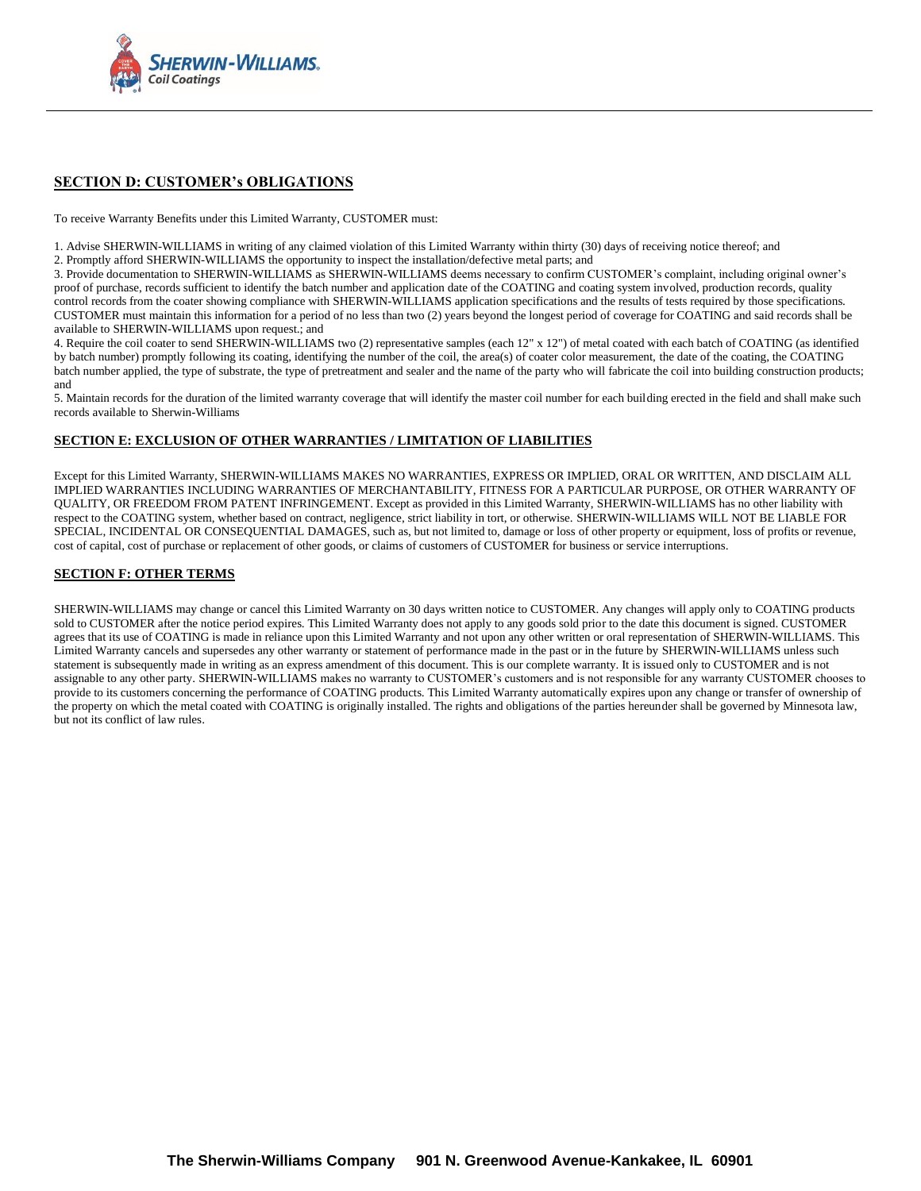## SECTION D: CUSTOMER's OBLIGATIONS

To receive Warranty Benefits under this Limited Warranty, CUSTOMER must:

1. Advise SHERWIN-WILLIAMS in writing of any claimed violation of this Limited Warranty within thirty (30) days of receiving notice thereof; and
2. Promptly afford SHERWIN-WILLIAMS the opportunity to inspect the installation/defective metal parts; and
3. Provide documentation to SHERWIN-WILLIAMS as SHERWIN-WILLIAMS deems necessary to confirm CUSTOMER's complaint, including original owner's proof of purchase, records sufficient to identify the batch number and application date of the COATING and coating system involved, production records, quality control records from the coater showing compliance with SHERWIN-WILLIAMS application specifications and the results of tests required by those specifications. CUSTOMER must maintain this information for a period of no less than two (2) years beyond the longest period of coverage for COATING and said records shall be available to SHERWIN-WILLIAMS upon request.; and
4. Require the coil coater to send SHERWIN-WILLIAMS two (2) representative samples (each 12" x 12") of metal coated with each batch of COATING (as identified by batch number) promptly following its coating, identifying the number of the coil, the area(s) of coater color measurement, the date of the coating, the COATING batch number applied, the type of substrate, the type of pretreatment and sealer and the name of the party who will fabricate the coil into building construction products; and
5. Maintain records for the duration of the limited warranty coverage that will identify the master coil number for each building erected in the field and shall make such records available to Sherwin-Williams

## SECTION E: EXCLUSION OF OTHER WARRANTIES / LIMITATION OF LIABILITIES

Except for this Limited Warranty, SHERWIN-WILLIAMS MAKES NO WARRANTIES, EXPRESS OR IMPLIED, ORAL OR WRITTEN, AND DISCLAIM ALL IMPLIED WARRANTIES INCLUDING WARRANTIES OF MERCHANTABILITY, FITNESS FOR A PARTICULAR PURPOSE, OR OTHER WARRANTY OF QUALITY, OR FREEDOM FROM PATENT INFRINGEMENT. Except as provided in this Limited Warranty, SHERWIN-WILLIAMS has no other liability with respect to the COATING system, whether based on contract, negligence, strict liability in tort, or otherwise. SHERWIN-WILLIAMS WILL NOT BE LIABLE FOR SPECIAL, INCIDENTAL OR CONSEQUENTIAL DAMAGES, such as, but not limited to, damage or loss of other property or equipment, loss of profits or revenue, cost of capital, cost of purchase or replacement of other goods, or claims of customers of CUSTOMER for business or service interruptions.

## SECTION F: OTHER TERMS

SHERWIN-WILLIAMS may change or cancel this Limited Warranty on 30 days written notice to CUSTOMER. Any changes will apply only to COATING products sold to CUSTOMER after the notice period expires. This Limited Warranty does not apply to any goods sold prior to the date this document is signed. CUSTOMER agrees that its use of COATING is made in reliance upon this Limited Warranty and not upon any other written or oral representation of SHERWIN-WILLIAMS. This Limited Warranty cancels and supersedes any other warranty or statement of performance made in the past or in the future by SHERWIN-WILLIAMS unless such statement is subsequently made in writing as an express amendment of this document. This is our complete warranty. It is issued only to CUSTOMER and is not assignable to any other party. SHERWIN-WILLIAMS makes no warranty to CUSTOMER's customers and is not responsible for any warranty CUSTOMER chooses to provide to its customers concerning the performance of COATING products. This Limited Warranty automatically expires upon any change or transfer of ownership of the property on which the metal coated with COATING is originally installed. The rights and obligations of the parties hereunder shall be governed by Minnesota law, but not its conflict of law rules.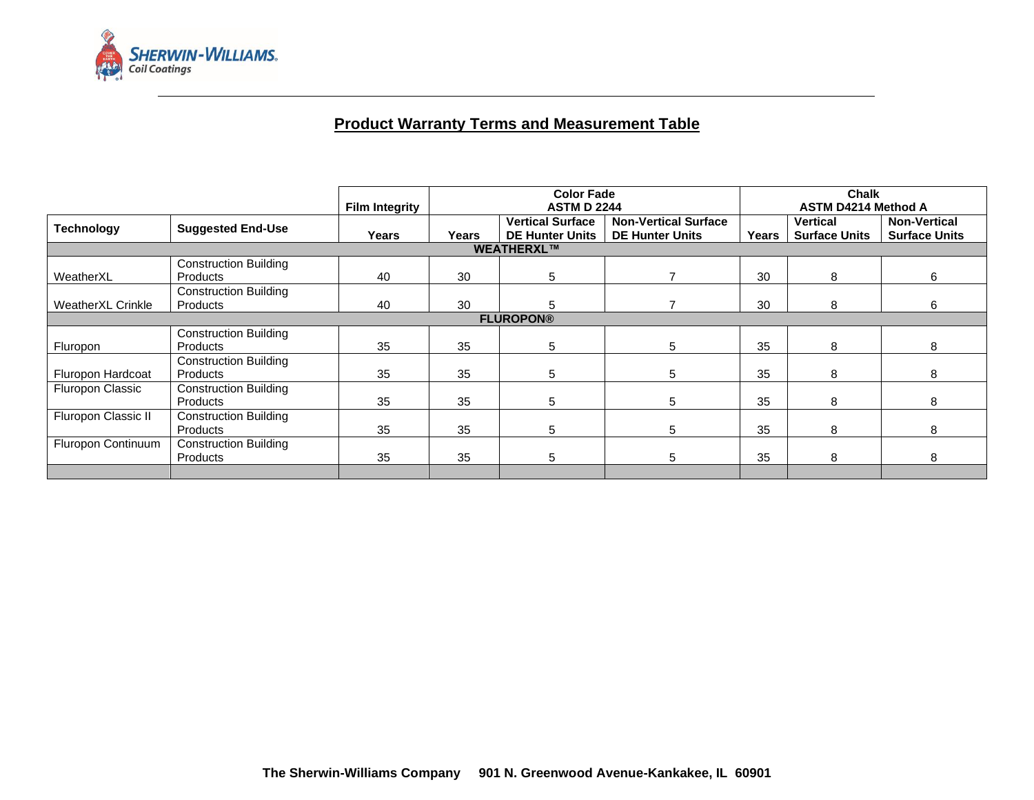## Product Warranty Terms and Measurement Table

| | | Film Integrity | Color Fade ASTM D 2244 | | | Chalk ASTM D4214 Method A | | |
|---|---|---|---|---|---|---|---|---|
| **Technology** | **Suggested End-Use** | **Years** | **Years** | **Vertical Surface DE Hunter Units** | **Non-Vertical Surface DE Hunter Units** | **Years** | **Vertical Surface Units** | **Non-Vertical Surface Units** |
| **WEATHERXL™** | | | | | | | | |
| WeatherXL | Construction Building Products | 40 | 30 | 5 | 7 | 30 | 8 | 6 |
| WeatherXL Crinkle | Construction Building Products | 40 | 30 | 5 | 7 | 30 | 8 | 6 |
| **FLUROPON®** | | | | | | | | |
| Fluropon | Construction Building Products | 35 | 35 | 5 | 5 | 35 | 8 | 8 |
| Fluropon Hardcoat | Construction Building Products | 35 | 35 | 5 | 5 | 35 | 8 | 8 |
| Fluropon Classic | Construction Building Products | 35 | 35 | 5 | 5 | 35 | 8 | 8 |
| Fluropon Classic II | Construction Building Products | 35 | 35 | 5 | 5 | 35 | 8 | 8 |
| Fluropon Continuum | Construction Building Products | 35 | 35 | 5 | 5 | 35 | 8 | 8 |

**The Sherwin-Williams Company 901 N. Greenwood Avenue-Kankakee, IL 60901**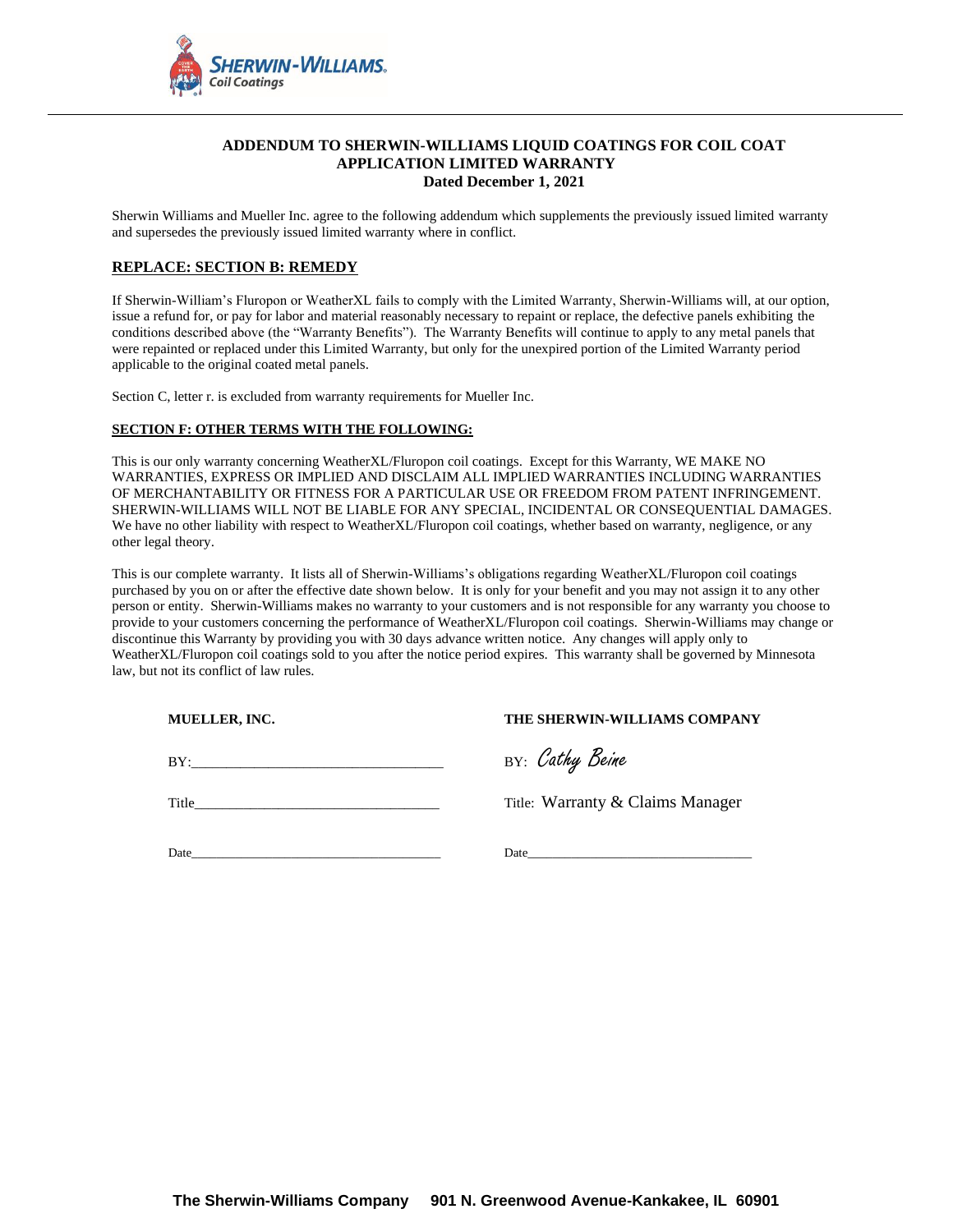# ADDENDUM TO SHERWIN-WILLIAMS LIQUID COATINGS FOR COIL COAT APPLICATION LIMITED WARRANTY

**Dated December 1, 2021**

Sherwin Williams and Mueller Inc. agree to the following addendum which supplements the previously issued limited warranty and supersedes the previously issued limited warranty where in conflict.

## REPLACE: SECTION B: REMEDY

If Sherwin-William's Fluropon or WeatherXL fails to comply with the Limited Warranty, Sherwin-Williams will, at our option, issue a refund for, or pay for labor and material reasonably necessary to repaint or replace, the defective panels exhibiting the conditions described above (the "Warranty Benefits"). The Warranty Benefits will continue to apply to any metal panels that were repainted or replaced under this Limited Warranty, but only for the unexpired portion of the Limited Warranty period applicable to the original coated metal panels.

Section C, letter r. is excluded from warranty requirements for Mueller Inc.

### SECTION F: OTHER TERMS WITH THE FOLLOWING:

This is our only warranty concerning WeatherXL/Fluropon coil coatings. Except for this Warranty, WE MAKE NO WARRANTIES, EXPRESS OR IMPLIED AND DISCLAIM ALL IMPLIED WARRANTIES INCLUDING WARRANTIES OF MERCHANTABILITY OR FITNESS FOR A PARTICULAR USE OR FREEDOM FROM PATENT INFRINGEMENT. SHERWIN-WILLIAMS WILL NOT BE LIABLE FOR ANY SPECIAL, INCIDENTAL OR CONSEQUENTIAL DAMAGES. We have no other liability with respect to WeatherXL/Fluropon coil coatings, whether based on warranty, negligence, or any other legal theory.

This is our complete warranty. It lists all of Sherwin-Williams's obligations regarding WeatherXL/Fluropon coil coatings purchased by you on or after the effective date shown below. It is only for your benefit and you may not assign it to any other person or entity. Sherwin-Williams makes no warranty to your customers and is not responsible for any warranty you choose to provide to your customers concerning the performance of WeatherXL/Fluropon coil coatings. Sherwin-Williams may change or discontinue this Warranty by providing you with 30 days advance written notice. Any changes will apply only to WeatherXL/Fluropon coil coatings sold to you after the notice period expires. This warranty shall be governed by Minnesota law, but not its conflict of law rules.

| **MUELLER, INC.** | **THE SHERWIN-WILLIAMS COMPANY** |
| --- | --- |
| BY:______________________ | BY: *Cathy Beine* |
| Title______________________ | Title: Warranty & Claims Manager |
| Date______________________ | Date______________________ |

**The Sherwin-Williams Company 901 N. Greenwood Avenue-Kankakee, IL 60901**